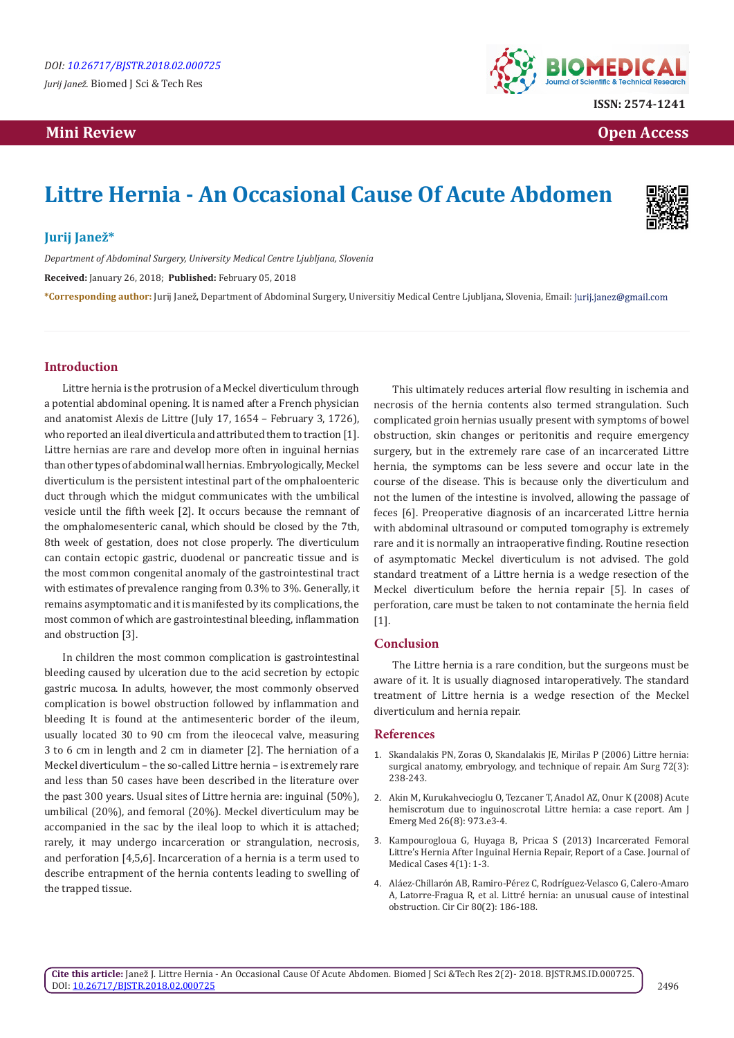DOI: 10.26717/BJSTR.2018.02.000725

*Jurij Janež.* Biomed J Sci & Tech Res

ISSN: 2574-1241

**Mini Review** **Open Access**

# Littre Hernia - An Occasional Cause Of Acute Abdomen

**Jurij Janež***

*Department of Abdominal Surgery, University Medical Centre Ljubljana, Slovenia*

**Received:** January 26, 2018; **Published:** February 05, 2018

***Corresponding author:** Jurij Janež, Department of Abdominal Surgery, Universitiy Medical Centre Ljubljana, Slovenia, Email: jurij.janez@gmail.com

## Introduction

Littre hernia is the protrusion of a Meckel diverticulum through a potential abdominal opening. It is named after a French physician and anatomist Alexis de Littre (July 17, 1654 – February 3, 1726), who reported an ileal diverticula and attributed them to traction [1]. Littre hernias are rare and develop more often in inguinal hernias than other types of abdominal wall hernias. Embryologically, Meckel diverticulum is the persistent intestinal part of the omphaloenteric duct through which the midgut communicates with the umbilical vesicle until the fifth week [2]. It occurs because the remnant of the omphalomesenteric canal, which should be closed by the 7th, 8th week of gestation, does not close properly. The diverticulum can contain ectopic gastric, duodenal or pancreatic tissue and is the most common congenital anomaly of the gastrointestinal tract with estimates of prevalence ranging from 0.3% to 3%. Generally, it remains asymptomatic and it is manifested by its complications, the most common of which are gastrointestinal bleeding, inflammation and obstruction [3].

In children the most common complication is gastrointestinal bleeding caused by ulceration due to the acid secretion by ectopic gastric mucosa. In adults, however, the most commonly observed complication is bowel obstruction followed by inflammation and bleeding It is found at the antimesenteric border of the ileum, usually located 30 to 90 cm from the ileocecal valve, measuring 3 to 6 cm in length and 2 cm in diameter [2]. The herniation of a Meckel diverticulum – the so-called Littre hernia – is extremely rare and less than 50 cases have been described in the literature over the past 300 years. Usual sites of Littre hernia are: inguinal (50%), umbilical (20%), and femoral (20%). Meckel diverticulum may be accompanied in the sac by the ileal loop to which it is attached; rarely, it may undergo incarceration or strangulation, necrosis, and perforation [4,5,6]. Incarceration of a hernia is a term used to describe entrapment of the hernia contents leading to swelling of the trapped tissue.

This ultimately reduces arterial flow resulting in ischemia and necrosis of the hernia contents also termed strangulation. Such complicated groin hernias usually present with symptoms of bowel obstruction, skin changes or peritonitis and require emergency surgery, but in the extremely rare case of an incarcerated Littre hernia, the symptoms can be less severe and occur late in the course of the disease. This is because only the diverticulum and not the lumen of the intestine is involved, allowing the passage of feces [6]. Preoperative diagnosis of an incarcerated Littre hernia with abdominal ultrasound or computed tomography is extremely rare and it is normally an intraoperative finding. Routine resection of asymptomatic Meckel diverticulum is not advised. The gold standard treatment of a Littre hernia is a wedge resection of the Meckel diverticulum before the hernia repair [5]. In cases of perforation, care must be taken to not contaminate the hernia field [1].

## Conclusion

The Littre hernia is a rare condition, but the surgeons must be aware of it. It is usually diagnosed intaroperatively. The standard treatment of Littre hernia is a wedge resection of the Meckel diverticulum and hernia repair.

## References

1. Skandalakis PN, Zoras O, Skandalakis JE, Mirilas P (2006) Littre hernia: surgical anatomy, embryology, and technique of repair. Am Surg 72(3): 238-243.
2. Akin M, Kurukahvecioglu O, Tezcaner T, Anadol AZ, Onur K (2008) Acute hemiscrotum due to inguinoscrotal Littre hernia: a case report. Am J Emerg Med 26(8): 973.e3-4.
3. Kampourogloua G, Huyaga B, Pricaa S (2013) Incarcerated Femoral Littre's Hernia After Inguinal Hernia Repair, Report of a Case. Journal of Medical Cases 4(1): 1-3.
4. Aláez-Chillarón AB, Ramiro-Pérez C, Rodríguez-Velasco G, Calero-Amaro A, Latorre-Fragua R, et al. Littré hernia: an unusual cause of intestinal obstruction. Cir Cir 80(2): 186-188.

**Cite this article:** Janež J. Littre Hernia - An Occasional Cause Of Acute Abdomen. Biomed J Sci &Tech Res 2(2)- 2018. BJSTR.MS.ID.000725. DOI: 10.26717/BJSTR.2018.02.000725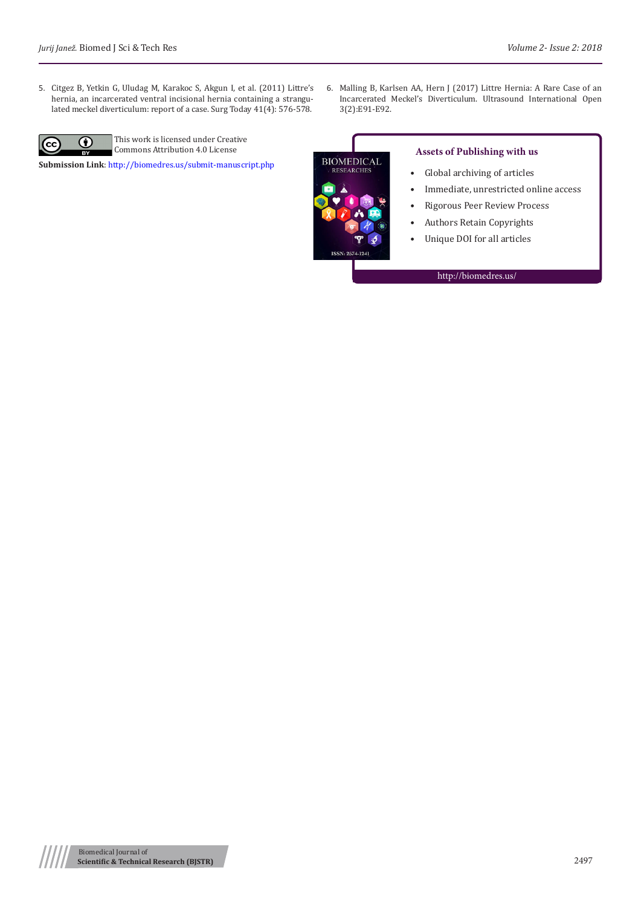5. Citgez B, Yetkin G, Uludag M, Karakoc S, Akgun I, et al. (2011) Littre's hernia, an incarcerated ventral incisional hernia containing a strangulated meckel diverticulum: report of a case. Surg Today 41(4): 576-578.

6. Malling B, Karlsen AA, Hern J (2017) Littre Hernia: A Rare Case of an Incarcerated Meckel's Diverticulum. Ultrasound International Open 3(2):E91-E92.

This work is licensed under Creative Commons Attribution 4.0 License

**Submission Link**: http://biomedres.us/submit-manuscript.php

**Assets of Publishing with us**

- Global archiving of articles
- Immediate, unrestricted online access
- Rigorous Peer Review Process
- Authors Retain Copyrights
- Unique DOI for all articles

http://biomedres.us/